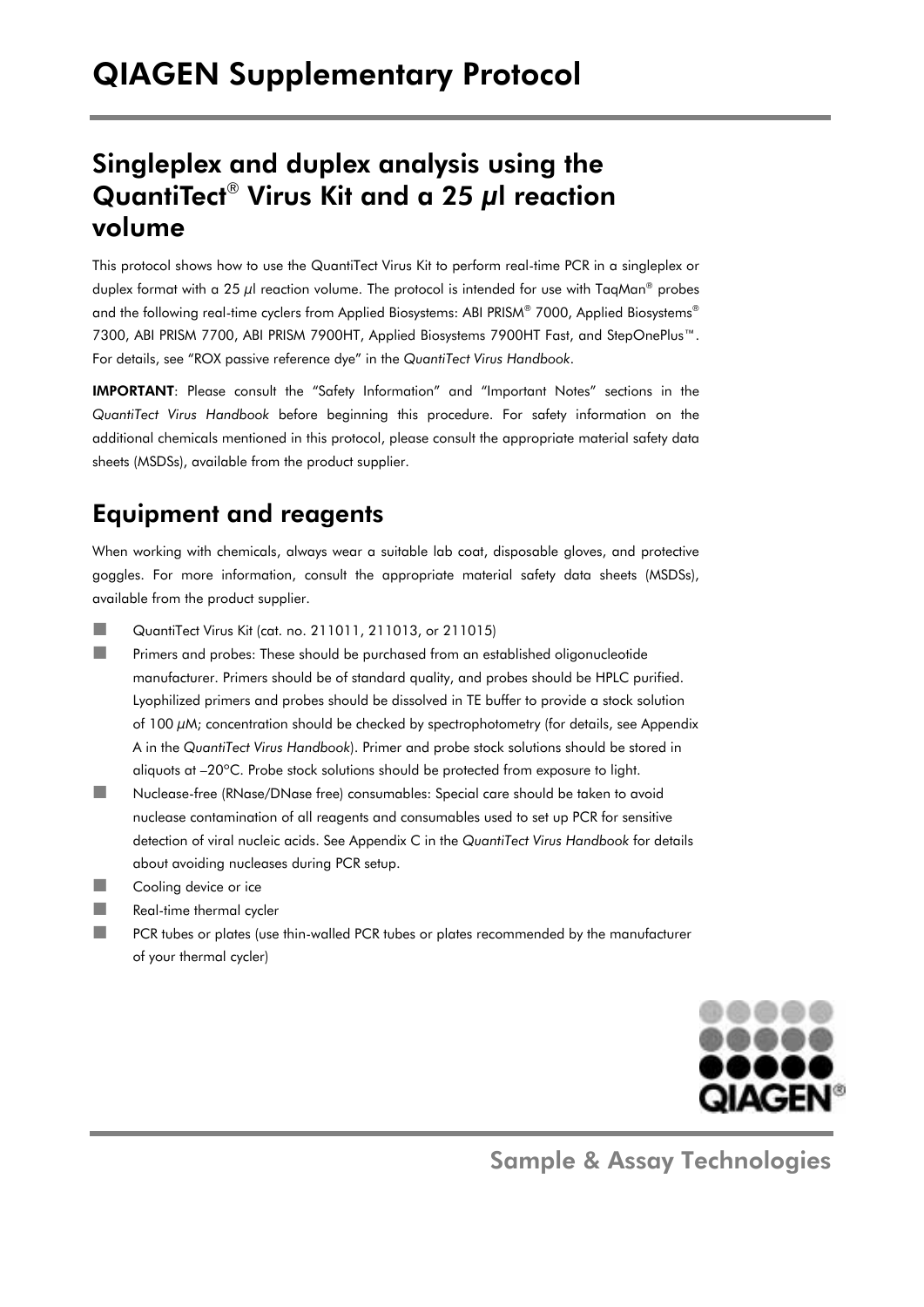# QIAGEN Supplementary Protocol

## Singleplex and duplex analysis using the QuantiTect® Virus Kit and a 25 µl reaction volume

This protocol shows how to use the QuantiTect Virus Kit to perform real-time PCR in a singleplex or duplex format with a 25 µl reaction volume. The protocol is intended for use with TaqMan® probes and the following real-time cyclers from Applied Biosystems: ABI PRISM® 7000, Applied Biosystems® 7300, ABI PRISM 7700, ABI PRISM 7900HT, Applied Biosystems 7900HT Fast, and StepOnePlus™. For details, see "ROX passive reference dye" in the *QuantiTect Virus Handbook*.

**IMPORTANT**: Please consult the "Safety Information" and "Important Notes" sections in the *QuantiTect Virus Handbook* before beginning this procedure. For safety information on the additional chemicals mentioned in this protocol, please consult the appropriate material safety data sheets (MSDSs), available from the product supplier.

## Equipment and reagents

When working with chemicals, always wear a suitable lab coat, disposable gloves, and protective goggles. For more information, consult the appropriate material safety data sheets (MSDSs), available from the product supplier.

- QuantiTect Virus Kit (cat. no. 211011, 211013, or 211015)
- Primers and probes: These should be purchased from an established oligonucleotide manufacturer. Primers should be of standard quality, and probes should be HPLC purified. Lyophilized primers and probes should be dissolved in TE buffer to provide a stock solution of 100 µM; concentration should be checked by spectrophotometry (for details, see Appendix A in the *QuantiTect Virus Handbook*). Primer and probe stock solutions should be stored in aliquots at –20°C. Probe stock solutions should be protected from exposure to light.
- Nuclease-free (RNase/DNase free) consumables: Special care should be taken to avoid nuclease contamination of all reagents and consumables used to set up PCR for sensitive detection of viral nucleic acids. See Appendix C in the *QuantiTect Virus Handbook* for details about avoiding nucleases during PCR setup.
- Cooling device or ice
- Real-time thermal cycler
- PCR tubes or plates (use thin-walled PCR tubes or plates recommended by the manufacturer of your thermal cycler)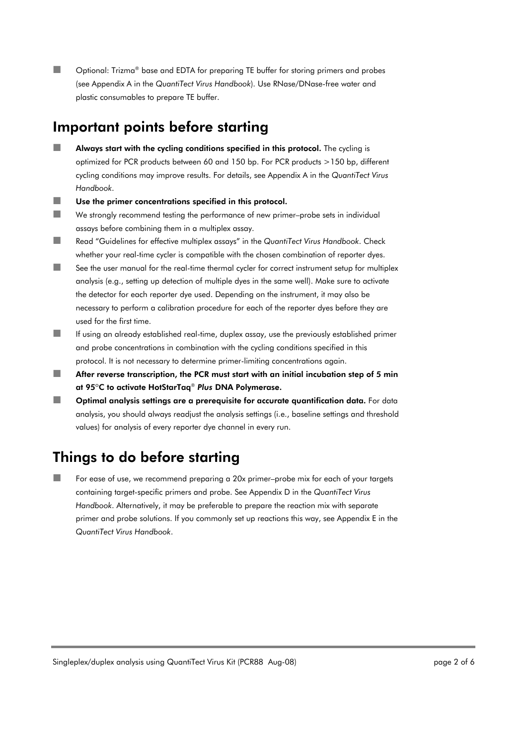- Optional: Trizma® base and EDTA for preparing TE buffer for storing primers and probes (see Appendix A in the *QuantiTect Virus Handbook*). Use RNase/DNase-free water and plastic consumables to prepare TE buffer.

## Important points before starting

- **Always start with the cycling conditions specified in this protocol.** The cycling is optimized for PCR products between 60 and 150 bp. For PCR products >150 bp, different cycling conditions may improve results. For details, see Appendix A in the *QuantiTect Virus Handbook*.
- **Use the primer concentrations specified in this protocol.**
- We strongly recommend testing the performance of new primer–probe sets in individual assays before combining them in a multiplex assay.
- Read "Guidelines for effective multiplex assays" in the *QuantiTect Virus Handbook*. Check whether your real-time cycler is compatible with the chosen combination of reporter dyes.
- See the user manual for the real-time thermal cycler for correct instrument setup for multiplex analysis (e.g., setting up detection of multiple dyes in the same well). Make sure to activate the detector for each reporter dye used. Depending on the instrument, it may also be necessary to perform a calibration procedure for each of the reporter dyes before they are used for the first time.
- If using an already established real-time, duplex assay, use the previously established primer and probe concentrations in combination with the cycling conditions specified in this protocol. It is not necessary to determine primer-limiting concentrations again.
- **After reverse transcription, the PCR must start with an initial incubation step of 5 min at 95°C to activate HotStarTaq® *Plus* DNA Polymerase.**
- **Optimal analysis settings are a prerequisite for accurate quantification data.** For data analysis, you should always readjust the analysis settings (i.e., baseline settings and threshold values) for analysis of every reporter dye channel in every run.

## Things to do before starting

- For ease of use, we recommend preparing a 20x primer–probe mix for each of your targets containing target-specific primers and probe. See Appendix D in the *QuantiTect Virus Handbook*. Alternatively, it may be preferable to prepare the reaction mix with separate primer and probe solutions. If you commonly set up reactions this way, see Appendix E in the *QuantiTect Virus Handbook*.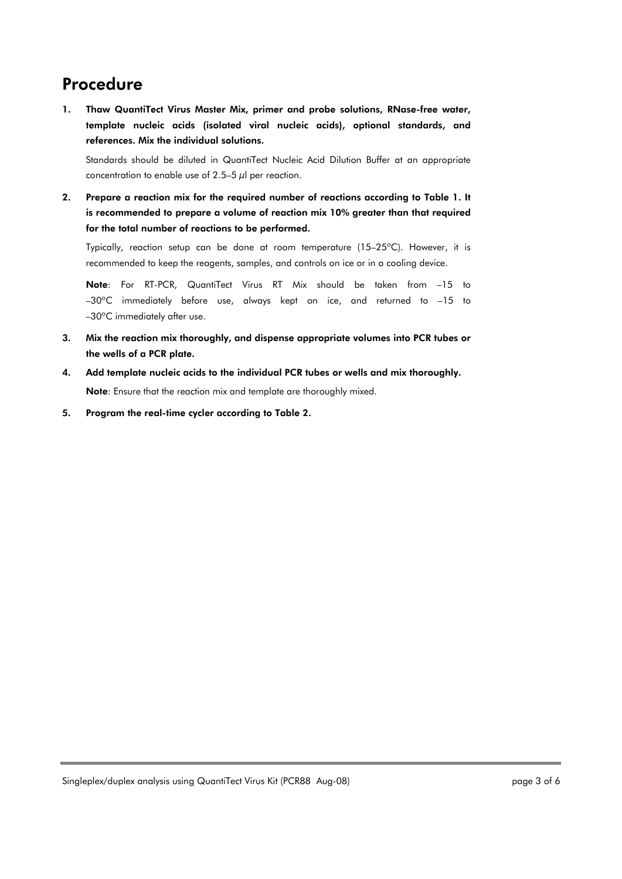# Procedure

1. **Thaw QuantiTect Virus Master Mix, primer and probe solutions, RNase-free water, template nucleic acids (isolated viral nucleic acids), optional standards, and references. Mix the individual solutions.**

   Standards should be diluted in QuantiTect Nucleic Acid Dilution Buffer at an appropriate concentration to enable use of 2.5–5 µl per reaction.

2. **Prepare a reaction mix for the required number of reactions according to Table 1. It is recommended to prepare a volume of reaction mix 10% greater than that required for the total number of reactions to be performed.**

   Typically, reaction setup can be done at room temperature (15–25°C). However, it is recommended to keep the reagents, samples, and controls on ice or in a cooling device.

   **Note**: For RT-PCR, QuantiTect Virus RT Mix should be taken from –15 to –30°C immediately before use, always kept on ice, and returned to –15 to –30°C immediately after use.

3. **Mix the reaction mix thoroughly, and dispense appropriate volumes into PCR tubes or the wells of a PCR plate.**

4. **Add template nucleic acids to the individual PCR tubes or wells and mix thoroughly.**

   **Note**: Ensure that the reaction mix and template are thoroughly mixed.

5. **Program the real-time cycler according to Table 2.**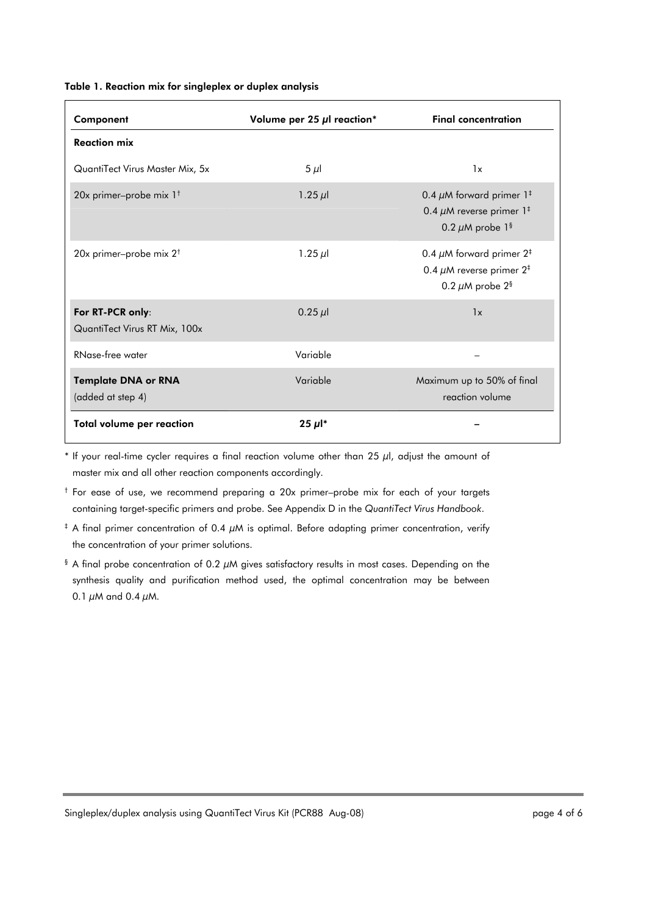**Table 1. Reaction mix for singleplex or duplex analysis**

| Component | Volume per 25 µl reaction* | Final concentration |
|---|---|---|
| **Reaction mix** | | |
| QuantiTect Virus Master Mix, 5x | 5 µl | 1x |
| 20x primer–probe mix 1[†] | 1.25 µl | 0.4 µM forward primer 1[‡]<br>0.4 µM reverse primer 1[‡]<br>0.2 µM probe 1[§] |
| 20x primer–probe mix 2[†] | 1.25 µl | 0.4 µM forward primer 2[‡]<br>0.4 µM reverse primer 2[‡]<br>0.2 µM probe 2[§] |
| **For RT-PCR only**:<br>QuantiTect Virus RT Mix, 100x | 0.25 µl | 1x |
| RNase-free water | Variable | – |
| **Template DNA or RNA**<br>(added at step 4) | Variable | Maximum up to 50% of final reaction volume |
| **Total volume per reaction** | **25 µl*** | – |

* If your real-time cycler requires a final reaction volume other than 25 µl, adjust the amount of master mix and all other reaction components accordingly.

[†] For ease of use, we recommend preparing a 20x primer–probe mix for each of your targets containing target-specific primers and probe. See Appendix D in the *QuantiTect Virus Handbook*.

[‡] A final primer concentration of 0.4 µM is optimal. Before adapting primer concentration, verify the concentration of your primer solutions.

[§] A final probe concentration of 0.2 µM gives satisfactory results in most cases. Depending on the synthesis quality and purification method used, the optimal concentration may be between 0.1 µM and 0.4 µM.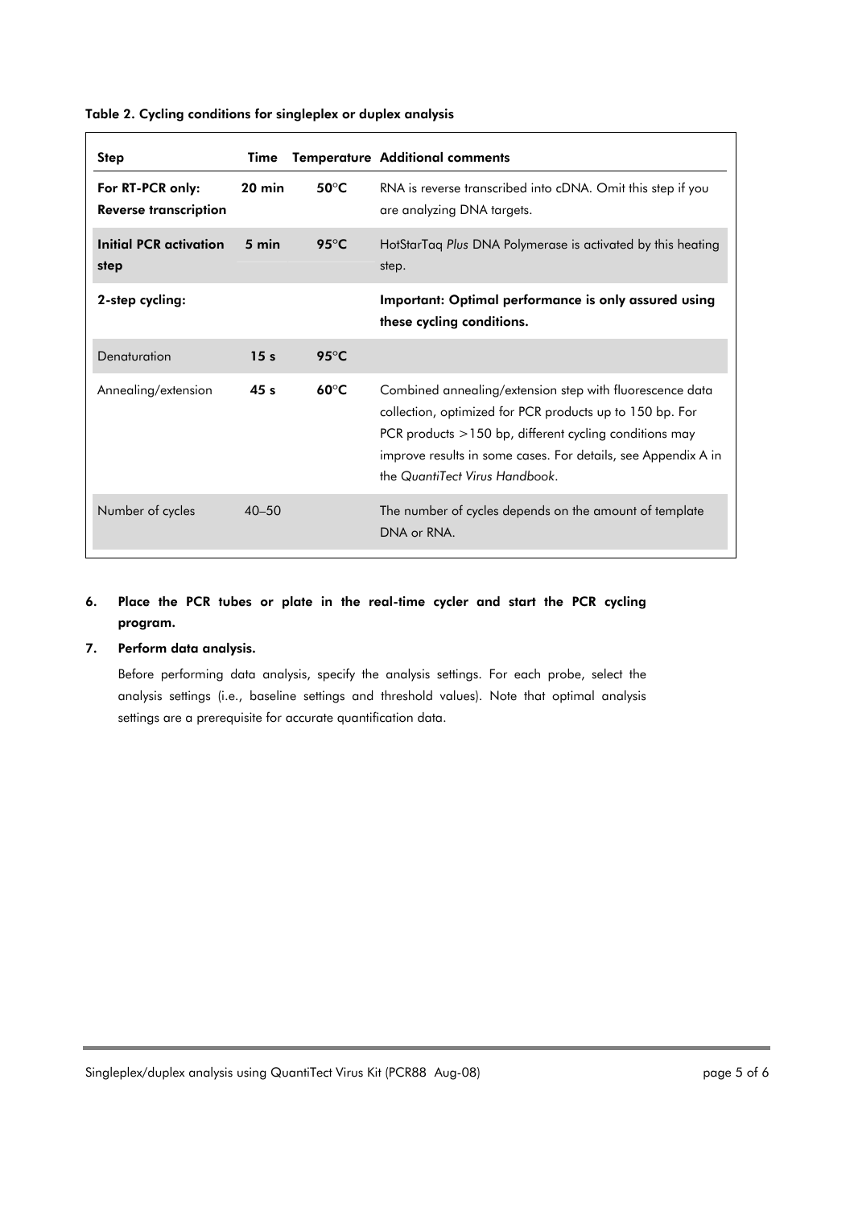**Table 2. Cycling conditions for singleplex or duplex analysis**

| Step | Time | Temperature | Additional comments |
|---|---|---|---|
| **For RT-PCR only: Reverse transcription** | **20 min** | **50°C** | RNA is reverse transcribed into cDNA. Omit this step if you are analyzing DNA targets. |
| **Initial PCR activation step** | **5 min** | **95°C** | HotStarTaq *Plus* DNA Polymerase is activated by this heating step. |
| **2-step cycling:** | | | **Important: Optimal performance is only assured using these cycling conditions.** |
| Denaturation | **15 s** | **95°C** | |
| Annealing/extension | **45 s** | **60°C** | Combined annealing/extension step with fluorescence data collection, optimized for PCR products up to 150 bp. For PCR products >150 bp, different cycling conditions may improve results in some cases. For details, see Appendix A in the *QuantiTect Virus Handbook*. |
| Number of cycles | 40–50 | | The number of cycles depends on the amount of template DNA or RNA. |

6. **Place the PCR tubes or plate in the real-time cycler and start the PCR cycling program.**
7. **Perform data analysis.**

   Before performing data analysis, specify the analysis settings. For each probe, select the analysis settings (i.e., baseline settings and threshold values). Note that optimal analysis settings are a prerequisite for accurate quantification data.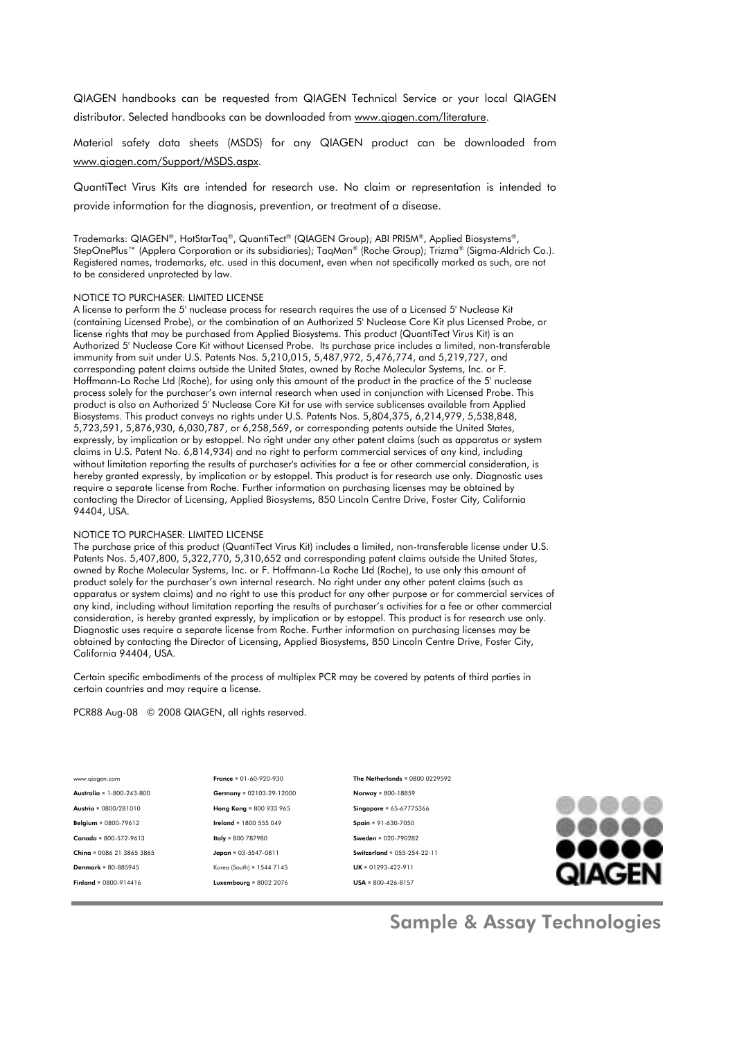QIAGEN handbooks can be requested from QIAGEN Technical Service or your local QIAGEN distributor. Selected handbooks can be downloaded from www.qiagen.com/literature.

Material safety data sheets (MSDS) for any QIAGEN product can be downloaded from www.qiagen.com/Support/MSDS.aspx.

QuantiTect Virus Kits are intended for research use. No claim or representation is intended to provide information for the diagnosis, prevention, or treatment of a disease.

Trademarks: QIAGEN®, HotStarTaq®, QuantiTect® (QIAGEN Group); ABI PRISM®, Applied Biosystems®, StepOnePlus™ (Applera Corporation or its subsidiaries); TaqMan® (Roche Group); Trizma® (Sigma-Aldrich Co.). Registered names, trademarks, etc. used in this document, even when not specifically marked as such, are not to be considered unprotected by law.

NOTICE TO PURCHASER: LIMITED LICENSE
A license to perform the 5' nuclease process for research requires the use of a Licensed 5' Nuclease Kit (containing Licensed Probe), or the combination of an Authorized 5' Nuclease Core Kit plus Licensed Probe, or license rights that may be purchased from Applied Biosystems. This product (QuantiTect Virus Kit) is an Authorized 5' Nuclease Core Kit without Licensed Probe. Its purchase price includes a limited, non-transferable immunity from suit under U.S. Patents Nos. 5,210,015, 5,487,972, 5,476,774, and 5,219,727, and corresponding patent claims outside the United States, owned by Roche Molecular Systems, Inc. or F. Hoffmann-La Roche Ltd (Roche), for using only this amount of the product in the practice of the 5' nuclease process solely for the purchaser's own internal research when used in conjunction with Licensed Probe. This product is also an Authorized 5' Nuclease Core Kit for use with service sublicenses available from Applied Biosystems. This product conveys no rights under U.S. Patents Nos. 5,804,375, 6,214,979, 5,538,848, 5,723,591, 5,876,930, 6,030,787, or 6,258,569, or corresponding patents outside the United States, expressly, by implication or by estoppel. No right under any other patent claims (such as apparatus or system claims in U.S. Patent No. 6,814,934) and no right to perform commercial services of any kind, including without limitation reporting the results of purchaser's activities for a fee or other commercial consideration, is hereby granted expressly, by implication or by estoppel. This product is for research use only. Diagnostic uses require a separate license from Roche. Further information on purchasing licenses may be obtained by contacting the Director of Licensing, Applied Biosystems, 850 Lincoln Centre Drive, Foster City, California 94404, USA.

NOTICE TO PURCHASER: LIMITED LICENSE
The purchase price of this product (QuantiTect Virus Kit) includes a limited, non-transferable license under U.S. Patents Nos. 5,407,800, 5,322,770, 5,310,652 and corresponding patent claims outside the United States, owned by Roche Molecular Systems, Inc. or F. Hoffmann-La Roche Ltd (Roche), to use only this amount of product solely for the purchaser's own internal research. No right under any other patent claims (such as apparatus or system claims) and no right to use this product for any other purpose or for commercial services of any kind, including without limitation reporting the results of purchaser's activities for a fee or other commercial consideration, is hereby granted expressly, by implication or by estoppel. This product is for research use only. Diagnostic uses require a separate license from Roche. Further information on purchasing licenses may be obtained by contacting the Director of Licensing, Applied Biosystems, 850 Lincoln Centre Drive, Foster City, California 94404, USA.

Certain specific embodiments of the process of multiplex PCR may be covered by patents of third parties in certain countries and may require a license.

PCR88 Aug-08 © 2008 QIAGEN, all rights reserved.

www.qiagen.com
**Australia** ▪ 1-800-243-800
**Austria** ▪ 0800/281010
**Belgium** ▪ 0800-79612
**Canada** ▪ 800-572-9613
**China** ▪ 0086 21 3865 3865
**Denmark** ▪ 80-885945
**Finland** ▪ 0800-914416
**France** ▪ 01-60-920-930
**Germany** ▪ 02103-29-12000
**Hong Kong** ▪ 800 933 965
**Ireland** ▪ 1800 555 049
**Italy** ▪ 800 787980
**Japan** ▪ 03-5547-0811
Korea (South) ▪ 1544 7145
**Luxembourg** ▪ 8002 2076
**The Netherlands** ▪ 0800 0229592
**Norway** ▪ 800-18859
**Singapore** ▪ 65-67775366
**Spain** ▪ 91-630-7050
**Sweden** ▪ 020-790282
**Switzerland** ▪ 055-254-22-11
**UK** ▪ 01293-422-911
**USA** ▪ 800-426-8157

QIAGEN

Sample & Assay Technologies